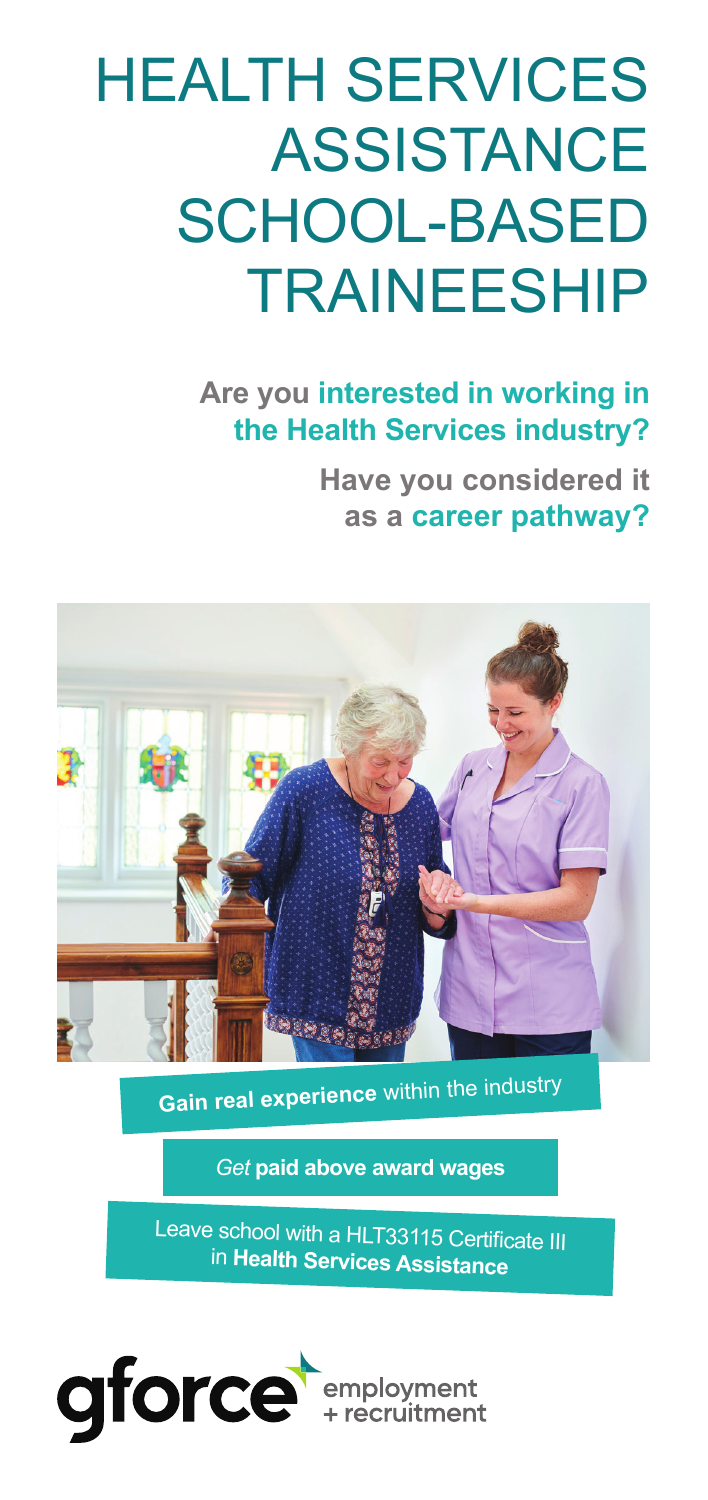# HEALTH SERVICES ASSISTANCE SCHOOL-BASED TRAINEESHIP

**Are you interested in working in the Health Services industry?**

**Have you considered it as a career pathway?**

**Gain real experience** within the industry

*Get* **paid above award wages**

Leave school with a HLT33115 Certificate III in **Health Services Assistance**

gforce employment + recruitment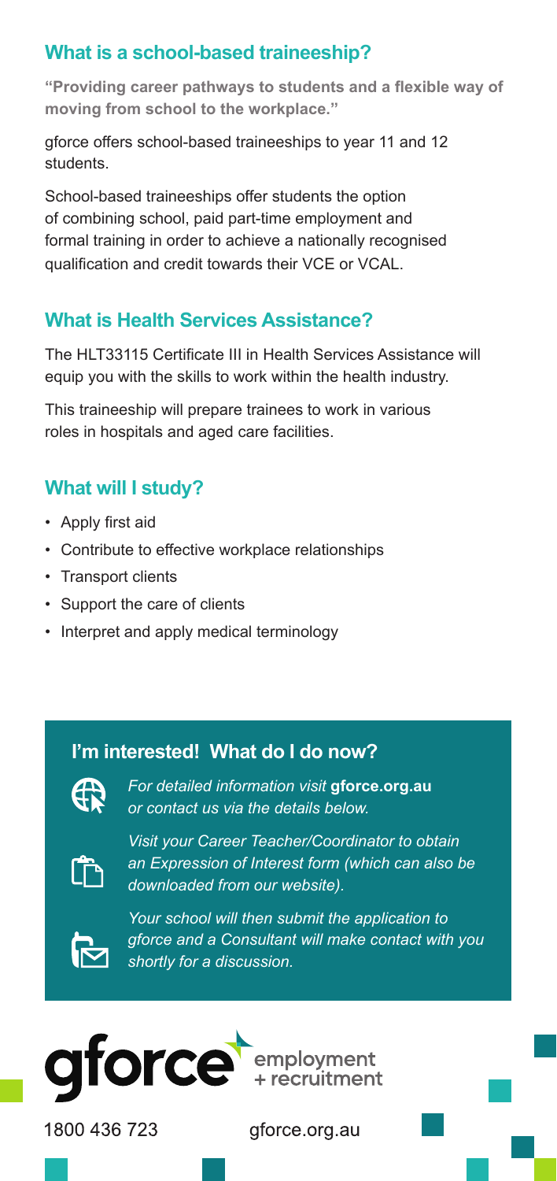## What is a school-based traineeship?

**"Providing career pathways to students and a flexible way of moving from school to the workplace."**

gforce offers school-based traineeships to year 11 and 12 students.

School-based traineeships offer students the option of combining school, paid part-time employment and formal training in order to achieve a nationally recognised qualification and credit towards their VCE or VCAL.

## What is Health Services Assistance?

The HLT33115 Certificate III in Health Services Assistance will equip you with the skills to work within the health industry.

This traineeship will prepare trainees to work in various roles in hospitals and aged care facilities.

## What will I study?

- Apply first aid
- Contribute to effective workplace relationships
- Transport clients
- Support the care of clients
- Interpret and apply medical terminology

### I'm interested! What do I do now?

*For detailed information visit* **gforce.org.au** *or contact us via the details below.*

*Visit your Career Teacher/Coordinator to obtain an Expression of Interest form (which can also be downloaded from our website).*

*Your school will then submit the application to gforce and a Consultant will make contact with you shortly for a discussion.*

gforce employment + recruitment

1800 436 723

gforce.org.au